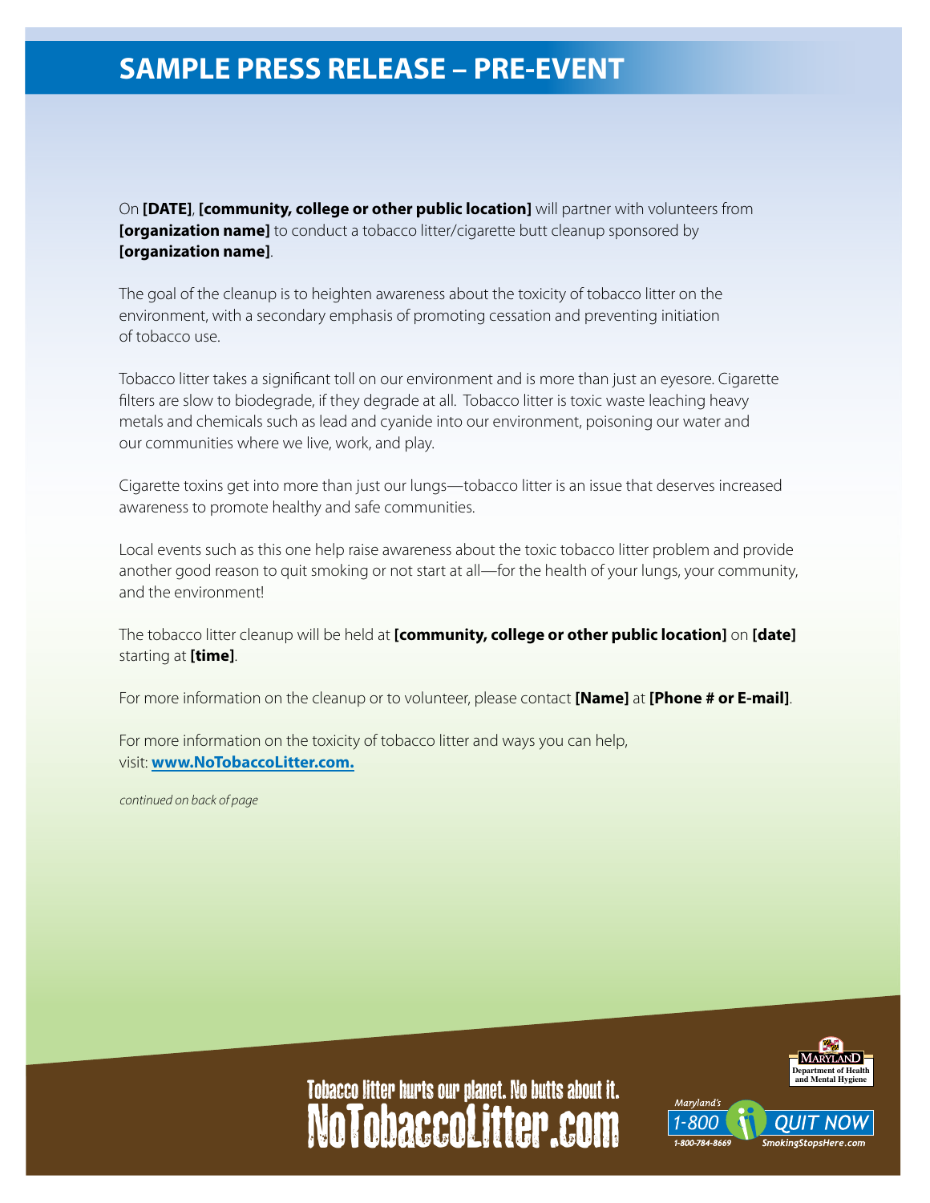# SAMPLE PRESS RELEASE – PRE-EVENT

On **[DATE]**, **[community, college or other public location]** will partner with volunteers from **[organization name]** to conduct a tobacco litter/cigarette butt cleanup sponsored by **[organization name]**.

The goal of the cleanup is to heighten awareness about the toxicity of tobacco litter on the environment, with a secondary emphasis of promoting cessation and preventing initiation of tobacco use.

Tobacco litter takes a significant toll on our environment and is more than just an eyesore. Cigarette filters are slow to biodegrade, if they degrade at all. Tobacco litter is toxic waste leaching heavy metals and chemicals such as lead and cyanide into our environment, poisoning our water and our communities where we live, work, and play.

Cigarette toxins get into more than just our lungs—tobacco litter is an issue that deserves increased awareness to promote healthy and safe communities.

Local events such as this one help raise awareness about the toxic tobacco litter problem and provide another good reason to quit smoking or not start at all—for the health of your lungs, your community, and the environment!

The tobacco litter cleanup will be held at **[community, college or other public location]** on **[date]** starting at **[time]**.

For more information on the cleanup or to volunteer, please contact **[Name]** at **[Phone # or E-mail]**.

For more information on the toxicity of tobacco litter and ways you can help, visit: **www.NoTobaccoLitter.com.**

*continued on back of page*

Tobacco litter hurts our planet. No butts about it.
NoTobaccoLitter.com

Maryland Department of Health and Mental Hygiene

Maryland's 1-800 QUIT NOW
1-800-784-8669
SmokingStopsHere.com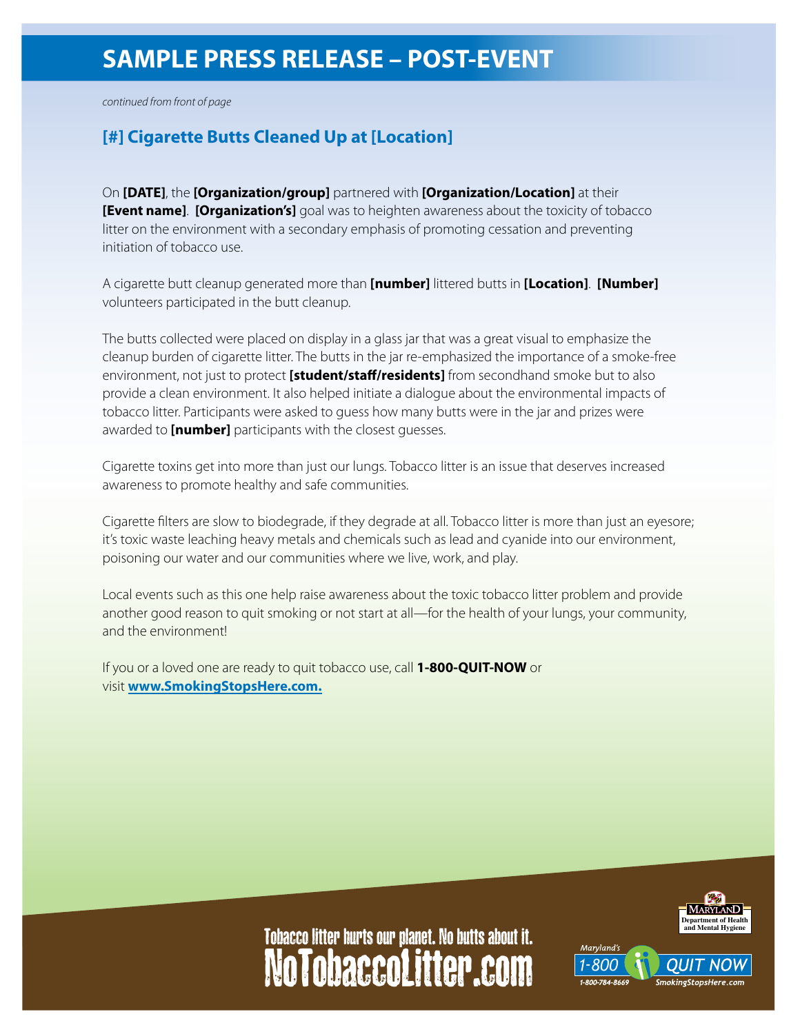# SAMPLE PRESS RELEASE – POST-EVENT

*continued from front of page*

## [#] Cigarette Butts Cleaned Up at [Location]

On **[DATE]**, the **[Organization/group]** partnered with **[Organization/Location]** at their **[Event name]**. **[Organization's]** goal was to heighten awareness about the toxicity of tobacco litter on the environment with a secondary emphasis of promoting cessation and preventing initiation of tobacco use.

A cigarette butt cleanup generated more than **[number]** littered butts in **[Location]**. **[Number]** volunteers participated in the butt cleanup.

The butts collected were placed on display in a glass jar that was a great visual to emphasize the cleanup burden of cigarette litter. The butts in the jar re-emphasized the importance of a smoke-free environment, not just to protect **[student/staff/residents]** from secondhand smoke but to also provide a clean environment. It also helped initiate a dialogue about the environmental impacts of tobacco litter. Participants were asked to guess how many butts were in the jar and prizes were awarded to **[number]** participants with the closest guesses.

Cigarette toxins get into more than just our lungs. Tobacco litter is an issue that deserves increased awareness to promote healthy and safe communities.

Cigarette filters are slow to biodegrade, if they degrade at all. Tobacco litter is more than just an eyesore; it's toxic waste leaching heavy metals and chemicals such as lead and cyanide into our environment, poisoning our water and our communities where we live, work, and play.

Local events such as this one help raise awareness about the toxic tobacco litter problem and provide another good reason to quit smoking or not start at all—for the health of your lungs, your community, and the environment!

If you or a loved one are ready to quit tobacco use, call **1-800-QUIT-NOW** or visit **www.SmokingStopsHere.com.**

Tobacco litter hurts our planet. No butts about it.
NoTobaccoLitter.com

Maryland Department of Health and Mental Hygiene

Maryland's 1-800 QUIT NOW
1-800-784-8669 SmokingStopsHere.com